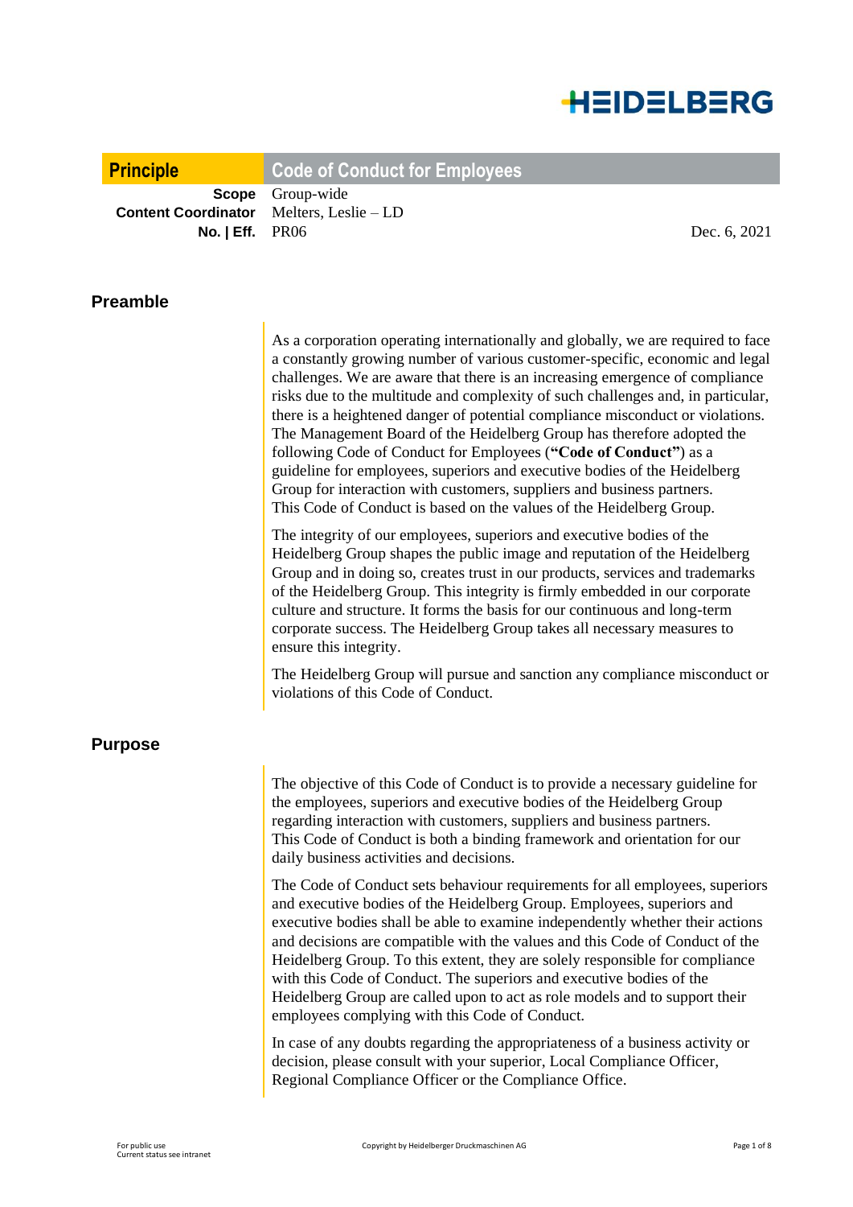HEIDELBERG

| Principle | Code of Conduct for Employees | |
|---|---|---|
| **Scope** | Group-wide | |
| **Content Coordinator** | Melters, Leslie – LD | |
| **No. \| Eff.** | PR06 | Dec. 6, 2021 |

## Preamble

As a corporation operating internationally and globally, we are required to face a constantly growing number of various customer-specific, economic and legal challenges. We are aware that there is an increasing emergence of compliance risks due to the multitude and complexity of such challenges and, in particular, there is a heightened danger of potential compliance misconduct or violations. The Management Board of the Heidelberg Group has therefore adopted the following Code of Conduct for Employees (**"Code of Conduct"**) as a guideline for employees, superiors and executive bodies of the Heidelberg Group for interaction with customers, suppliers and business partners. This Code of Conduct is based on the values of the Heidelberg Group.

The integrity of our employees, superiors and executive bodies of the Heidelberg Group shapes the public image and reputation of the Heidelberg Group and in doing so, creates trust in our products, services and trademarks of the Heidelberg Group. This integrity is firmly embedded in our corporate culture and structure. It forms the basis for our continuous and long-term corporate success. The Heidelberg Group takes all necessary measures to ensure this integrity.

The Heidelberg Group will pursue and sanction any compliance misconduct or violations of this Code of Conduct.

## Purpose

The objective of this Code of Conduct is to provide a necessary guideline for the employees, superiors and executive bodies of the Heidelberg Group regarding interaction with customers, suppliers and business partners. This Code of Conduct is both a binding framework and orientation for our daily business activities and decisions.

The Code of Conduct sets behaviour requirements for all employees, superiors and executive bodies of the Heidelberg Group. Employees, superiors and executive bodies shall be able to examine independently whether their actions and decisions are compatible with the values and this Code of Conduct of the Heidelberg Group. To this extent, they are solely responsible for compliance with this Code of Conduct. The superiors and executive bodies of the Heidelberg Group are called upon to act as role models and to support their employees complying with this Code of Conduct.

In case of any doubts regarding the appropriateness of a business activity or decision, please consult with your superior, Local Compliance Officer, Regional Compliance Officer or the Compliance Office.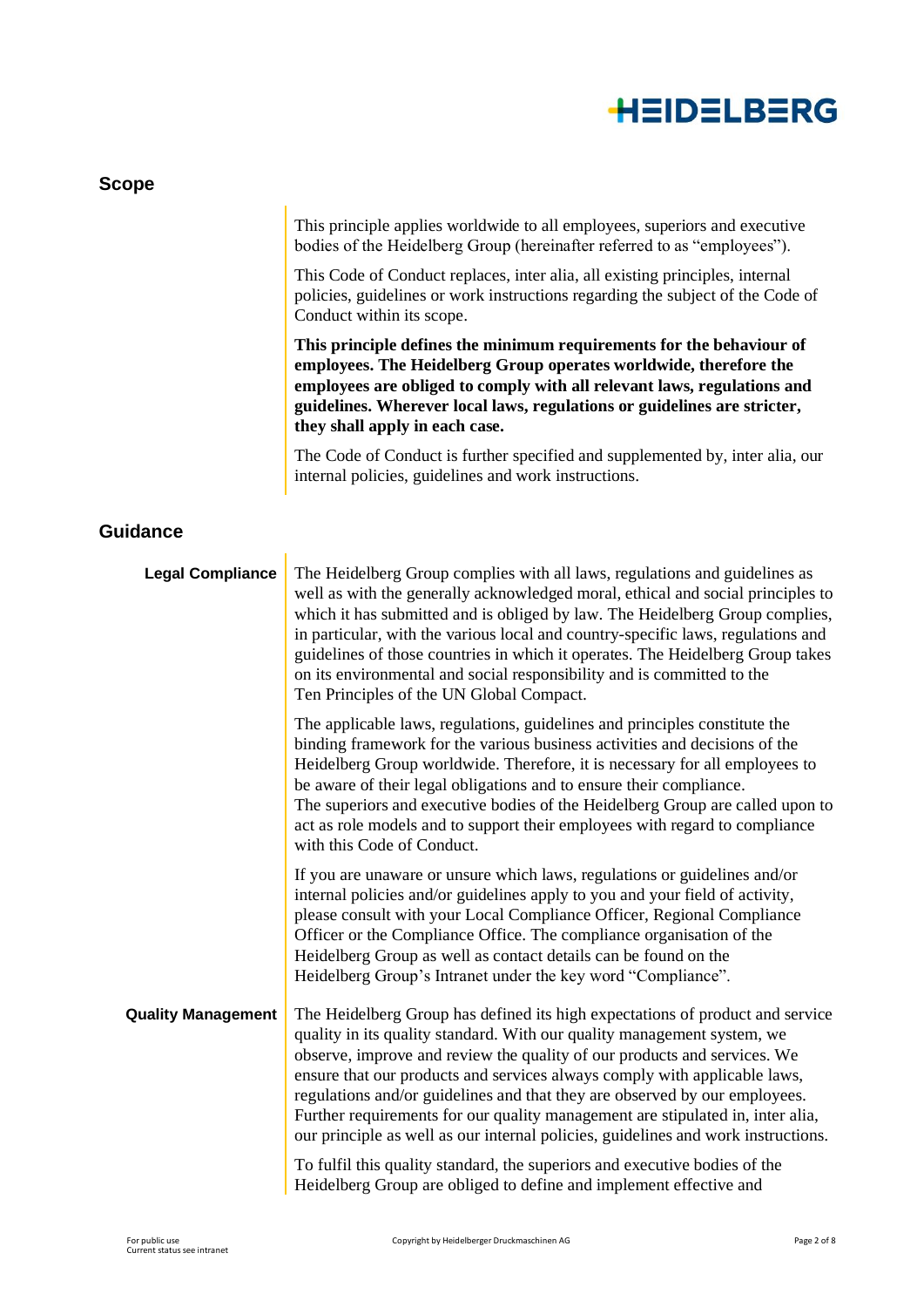## Scope

This principle applies worldwide to all employees, superiors and executive bodies of the Heidelberg Group (hereinafter referred to as "employees").

This Code of Conduct replaces, inter alia, all existing principles, internal policies, guidelines or work instructions regarding the subject of the Code of Conduct within its scope.

**This principle defines the minimum requirements for the behaviour of employees. The Heidelberg Group operates worldwide, therefore the employees are obliged to comply with all relevant laws, regulations and guidelines. Wherever local laws, regulations or guidelines are stricter, they shall apply in each case.**

The Code of Conduct is further specified and supplemented by, inter alia, our internal policies, guidelines and work instructions.

## Guidance

### Legal Compliance

The Heidelberg Group complies with all laws, regulations and guidelines as well as with the generally acknowledged moral, ethical and social principles to which it has submitted and is obliged by law. The Heidelberg Group complies, in particular, with the various local and country-specific laws, regulations and guidelines of those countries in which it operates. The Heidelberg Group takes on its environmental and social responsibility and is committed to the Ten Principles of the UN Global Compact.

The applicable laws, regulations, guidelines and principles constitute the binding framework for the various business activities and decisions of the Heidelberg Group worldwide. Therefore, it is necessary for all employees to be aware of their legal obligations and to ensure their compliance. The superiors and executive bodies of the Heidelberg Group are called upon to act as role models and to support their employees with regard to compliance with this Code of Conduct.

If you are unaware or unsure which laws, regulations or guidelines and/or internal policies and/or guidelines apply to you and your field of activity, please consult with your Local Compliance Officer, Regional Compliance Officer or the Compliance Office. The compliance organisation of the Heidelberg Group as well as contact details can be found on the Heidelberg Group's Intranet under the key word "Compliance".

### Quality Management

The Heidelberg Group has defined its high expectations of product and service quality in its quality standard. With our quality management system, we observe, improve and review the quality of our products and services. We ensure that our products and services always comply with applicable laws, regulations and/or guidelines and that they are observed by our employees. Further requirements for our quality management are stipulated in, inter alia, our principle as well as our internal policies, guidelines and work instructions.

To fulfil this quality standard, the superiors and executive bodies of the Heidelberg Group are obliged to define and implement effective and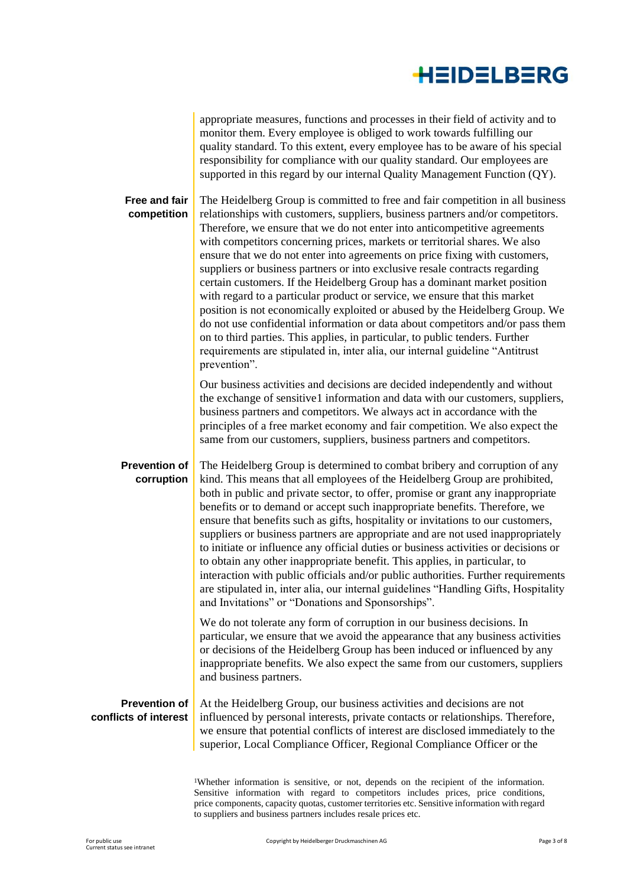appropriate measures, functions and processes in their field of activity and to monitor them. Every employee is obliged to work towards fulfilling our quality standard. To this extent, every employee has to be aware of his special responsibility for compliance with our quality standard. Our employees are supported in this regard by our internal Quality Management Function (QY).

**Free and fair competition**

The Heidelberg Group is committed to free and fair competition in all business relationships with customers, suppliers, business partners and/or competitors. Therefore, we ensure that we do not enter into anticompetitive agreements with competitors concerning prices, markets or territorial shares. We also ensure that we do not enter into agreements on price fixing with customers, suppliers or business partners or into exclusive resale contracts regarding certain customers. If the Heidelberg Group has a dominant market position with regard to a particular product or service, we ensure that this market position is not economically exploited or abused by the Heidelberg Group. We do not use confidential information or data about competitors and/or pass them on to third parties. This applies, in particular, to public tenders. Further requirements are stipulated in, inter alia, our internal guideline "Antitrust prevention".

Our business activities and decisions are decided independently and without the exchange of sensitive[1] information and data with our customers, suppliers, business partners and competitors. We always act in accordance with the principles of a free market economy and fair competition. We also expect the same from our customers, suppliers, business partners and competitors.

**Prevention of corruption**

The Heidelberg Group is determined to combat bribery and corruption of any kind. This means that all employees of the Heidelberg Group are prohibited, both in public and private sector, to offer, promise or grant any inappropriate benefits or to demand or accept such inappropriate benefits. Therefore, we ensure that benefits such as gifts, hospitality or invitations to our customers, suppliers or business partners are appropriate and are not used inappropriately to initiate or influence any official duties or business activities or decisions or to obtain any other inappropriate benefit. This applies, in particular, to interaction with public officials and/or public authorities. Further requirements are stipulated in, inter alia, our internal guidelines "Handling Gifts, Hospitality and Invitations" or "Donations and Sponsorships".

We do not tolerate any form of corruption in our business decisions. In particular, we ensure that we avoid the appearance that any business activities or decisions of the Heidelberg Group has been induced or influenced by any inappropriate benefits. We also expect the same from our customers, suppliers and business partners.

**Prevention of conflicts of interest**

At the Heidelberg Group, our business activities and decisions are not influenced by personal interests, private contacts or relationships. Therefore, we ensure that potential conflicts of interest are disclosed immediately to the superior, Local Compliance Officer, Regional Compliance Officer or the

[1]Whether information is sensitive, or not, depends on the recipient of the information. Sensitive information with regard to competitors includes prices, price conditions, price components, capacity quotas, customer territories etc. Sensitive information with regard to suppliers and business partners includes resale prices etc.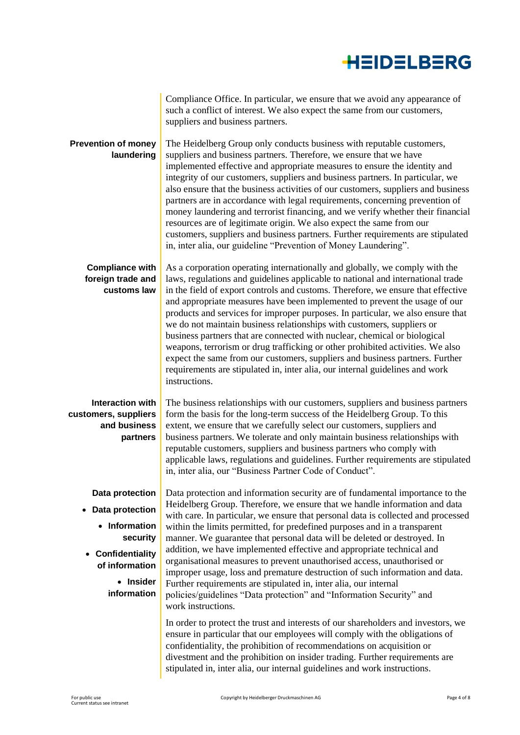Compliance Office. In particular, we ensure that we avoid any appearance of such a conflict of interest. We also expect the same from our customers, suppliers and business partners.

**Prevention of money laundering**

The Heidelberg Group only conducts business with reputable customers, suppliers and business partners. Therefore, we ensure that we have implemented effective and appropriate measures to ensure the identity and integrity of our customers, suppliers and business partners. In particular, we also ensure that the business activities of our customers, suppliers and business partners are in accordance with legal requirements, concerning prevention of money laundering and terrorist financing, and we verify whether their financial resources are of legitimate origin. We also expect the same from our customers, suppliers and business partners. Further requirements are stipulated in, inter alia, our guideline "Prevention of Money Laundering".

**Compliance with foreign trade and customs law**

As a corporation operating internationally and globally, we comply with the laws, regulations and guidelines applicable to national and international trade in the field of export controls and customs. Therefore, we ensure that effective and appropriate measures have been implemented to prevent the usage of our products and services for improper purposes. In particular, we also ensure that we do not maintain business relationships with customers, suppliers or business partners that are connected with nuclear, chemical or biological weapons, terrorism or drug trafficking or other prohibited activities. We also expect the same from our customers, suppliers and business partners. Further requirements are stipulated in, inter alia, our internal guidelines and work instructions.

**Interaction with customers, suppliers and business partners**

The business relationships with our customers, suppliers and business partners form the basis for the long-term success of the Heidelberg Group. To this extent, we ensure that we carefully select our customers, suppliers and business partners. We tolerate and only maintain business relationships with reputable customers, suppliers and business partners who comply with applicable laws, regulations and guidelines. Further requirements are stipulated in, inter alia, our "Business Partner Code of Conduct".

**Data protection**

- **Data protection**
- **Information security**
- **Confidentiality of information**
- **Insider information**

Data protection and information security are of fundamental importance to the Heidelberg Group. Therefore, we ensure that we handle information and data with care. In particular, we ensure that personal data is collected and processed within the limits permitted, for predefined purposes and in a transparent manner. We guarantee that personal data will be deleted or destroyed. In addition, we have implemented effective and appropriate technical and organisational measures to prevent unauthorised access, unauthorised or improper usage, loss and premature destruction of such information and data. Further requirements are stipulated in, inter alia, our internal policies/guidelines "Data protection" and "Information Security" and work instructions.

In order to protect the trust and interests of our shareholders and investors, we ensure in particular that our employees will comply with the obligations of confidentiality, the prohibition of recommendations on acquisition or divestment and the prohibition on insider trading. Further requirements are stipulated in, inter alia, our internal guidelines and work instructions.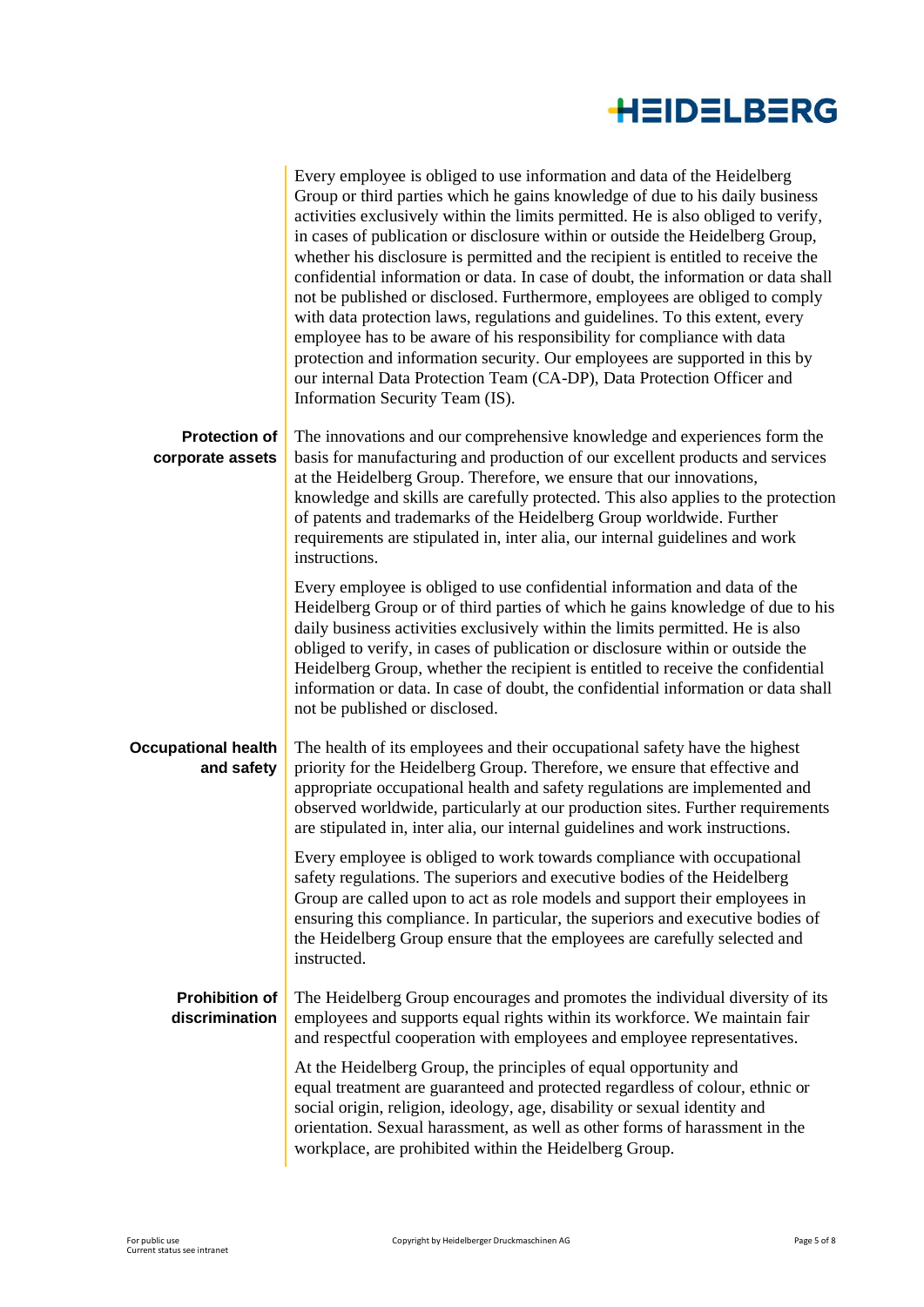Every employee is obliged to use information and data of the Heidelberg Group or third parties which he gains knowledge of due to his daily business activities exclusively within the limits permitted. He is also obliged to verify, in cases of publication or disclosure within or outside the Heidelberg Group, whether his disclosure is permitted and the recipient is entitled to receive the confidential information or data. In case of doubt, the information or data shall not be published or disclosed. Furthermore, employees are obliged to comply with data protection laws, regulations and guidelines. To this extent, every employee has to be aware of his responsibility for compliance with data protection and information security. Our employees are supported in this by our internal Data Protection Team (CA-DP), Data Protection Officer and Information Security Team (IS).

**Protection of corporate assets**

The innovations and our comprehensive knowledge and experiences form the basis for manufacturing and production of our excellent products and services at the Heidelberg Group. Therefore, we ensure that our innovations, knowledge and skills are carefully protected. This also applies to the protection of patents and trademarks of the Heidelberg Group worldwide. Further requirements are stipulated in, inter alia, our internal guidelines and work instructions.

Every employee is obliged to use confidential information and data of the Heidelberg Group or of third parties of which he gains knowledge of due to his daily business activities exclusively within the limits permitted. He is also obliged to verify, in cases of publication or disclosure within or outside the Heidelberg Group, whether the recipient is entitled to receive the confidential information or data. In case of doubt, the confidential information or data shall not be published or disclosed.

**Occupational health and safety**

The health of its employees and their occupational safety have the highest priority for the Heidelberg Group. Therefore, we ensure that effective and appropriate occupational health and safety regulations are implemented and observed worldwide, particularly at our production sites. Further requirements are stipulated in, inter alia, our internal guidelines and work instructions.

Every employee is obliged to work towards compliance with occupational safety regulations. The superiors and executive bodies of the Heidelberg Group are called upon to act as role models and support their employees in ensuring this compliance. In particular, the superiors and executive bodies of the Heidelberg Group ensure that the employees are carefully selected and instructed.

**Prohibition of discrimination**

The Heidelberg Group encourages and promotes the individual diversity of its employees and supports equal rights within its workforce. We maintain fair and respectful cooperation with employees and employee representatives.

At the Heidelberg Group, the principles of equal opportunity and equal treatment are guaranteed and protected regardless of colour, ethnic or social origin, religion, ideology, age, disability or sexual identity and orientation. Sexual harassment, as well as other forms of harassment in the workplace, are prohibited within the Heidelberg Group.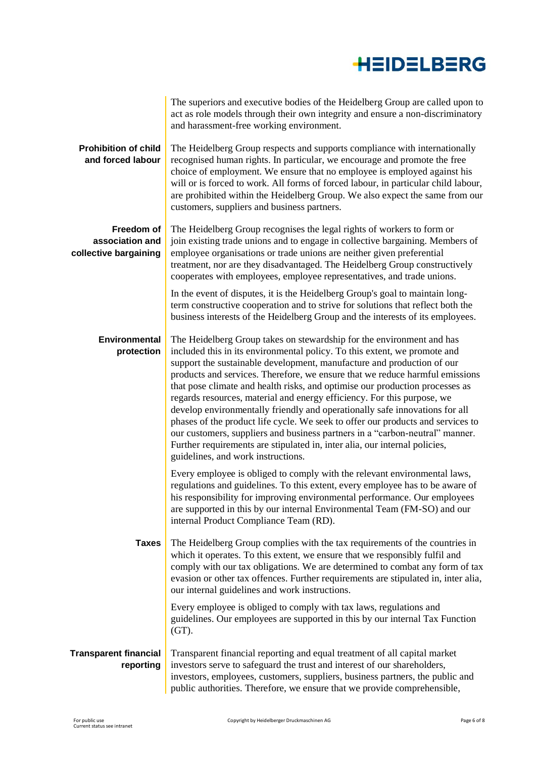The superiors and executive bodies of the Heidelberg Group are called upon to act as role models through their own integrity and ensure a non-discriminatory and harassment-free working environment.

**Prohibition of child and forced labour**

The Heidelberg Group respects and supports compliance with internationally recognised human rights. In particular, we encourage and promote the free choice of employment. We ensure that no employee is employed against his will or is forced to work. All forms of forced labour, in particular child labour, are prohibited within the Heidelberg Group. We also expect the same from our customers, suppliers and business partners.

**Freedom of association and collective bargaining**

The Heidelberg Group recognises the legal rights of workers to form or join existing trade unions and to engage in collective bargaining. Members of employee organisations or trade unions are neither given preferential treatment, nor are they disadvantaged. The Heidelberg Group constructively cooperates with employees, employee representatives, and trade unions.

In the event of disputes, it is the Heidelberg Group's goal to maintain long-term constructive cooperation and to strive for solutions that reflect both the business interests of the Heidelberg Group and the interests of its employees.

**Environmental protection**

The Heidelberg Group takes on stewardship for the environment and has included this in its environmental policy. To this extent, we promote and support the sustainable development, manufacture and production of our products and services. Therefore, we ensure that we reduce harmful emissions that pose climate and health risks, and optimise our production processes as regards resources, material and energy efficiency. For this purpose, we develop environmentally friendly and operationally safe innovations for all phases of the product life cycle. We seek to offer our products and services to our customers, suppliers and business partners in a "carbon-neutral" manner. Further requirements are stipulated in, inter alia, our internal policies, guidelines, and work instructions.

Every employee is obliged to comply with the relevant environmental laws, regulations and guidelines. To this extent, every employee has to be aware of his responsibility for improving environmental performance. Our employees are supported in this by our internal Environmental Team (FM-SO) and our internal Product Compliance Team (RD).

**Taxes**

The Heidelberg Group complies with the tax requirements of the countries in which it operates. To this extent, we ensure that we responsibly fulfil and comply with our tax obligations. We are determined to combat any form of tax evasion or other tax offences. Further requirements are stipulated in, inter alia, our internal guidelines and work instructions.

Every employee is obliged to comply with tax laws, regulations and guidelines. Our employees are supported in this by our internal Tax Function (GT).

**Transparent financial reporting**

Transparent financial reporting and equal treatment of all capital market investors serve to safeguard the trust and interest of our shareholders, investors, employees, customers, suppliers, business partners, the public and public authorities. Therefore, we ensure that we provide comprehensible,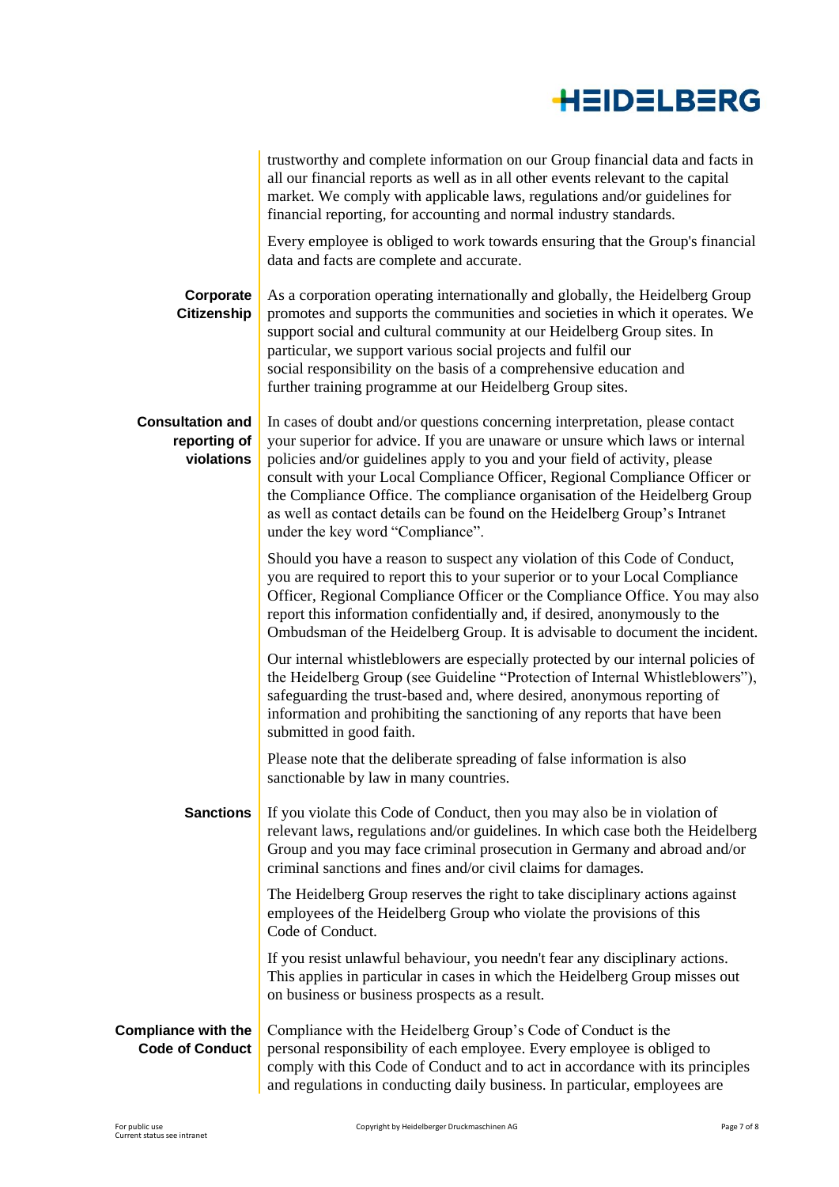trustworthy and complete information on our Group financial data and facts in all our financial reports as well as in all other events relevant to the capital market. We comply with applicable laws, regulations and/or guidelines for financial reporting, for accounting and normal industry standards.

Every employee is obliged to work towards ensuring that the Group's financial data and facts are complete and accurate.

**Corporate Citizenship**

As a corporation operating internationally and globally, the Heidelberg Group promotes and supports the communities and societies in which it operates. We support social and cultural community at our Heidelberg Group sites. In particular, we support various social projects and fulfil our social responsibility on the basis of a comprehensive education and further training programme at our Heidelberg Group sites.

**Consultation and reporting of violations**

In cases of doubt and/or questions concerning interpretation, please contact your superior for advice. If you are unaware or unsure which laws or internal policies and/or guidelines apply to you and your field of activity, please consult with your Local Compliance Officer, Regional Compliance Officer or the Compliance Office. The compliance organisation of the Heidelberg Group as well as contact details can be found on the Heidelberg Group's Intranet under the key word "Compliance".

Should you have a reason to suspect any violation of this Code of Conduct, you are required to report this to your superior or to your Local Compliance Officer, Regional Compliance Officer or the Compliance Office. You may also report this information confidentially and, if desired, anonymously to the Ombudsman of the Heidelberg Group. It is advisable to document the incident.

Our internal whistleblowers are especially protected by our internal policies of the Heidelberg Group (see Guideline "Protection of Internal Whistleblowers"), safeguarding the trust-based and, where desired, anonymous reporting of information and prohibiting the sanctioning of any reports that have been submitted in good faith.

Please note that the deliberate spreading of false information is also sanctionable by law in many countries.

**Sanctions**

If you violate this Code of Conduct, then you may also be in violation of relevant laws, regulations and/or guidelines. In which case both the Heidelberg Group and you may face criminal prosecution in Germany and abroad and/or criminal sanctions and fines and/or civil claims for damages.

The Heidelberg Group reserves the right to take disciplinary actions against employees of the Heidelberg Group who violate the provisions of this Code of Conduct.

If you resist unlawful behaviour, you needn't fear any disciplinary actions. This applies in particular in cases in which the Heidelberg Group misses out on business or business prospects as a result.

**Compliance with the Code of Conduct**

Compliance with the Heidelberg Group's Code of Conduct is the personal responsibility of each employee. Every employee is obliged to comply with this Code of Conduct and to act in accordance with its principles and regulations in conducting daily business. In particular, employees are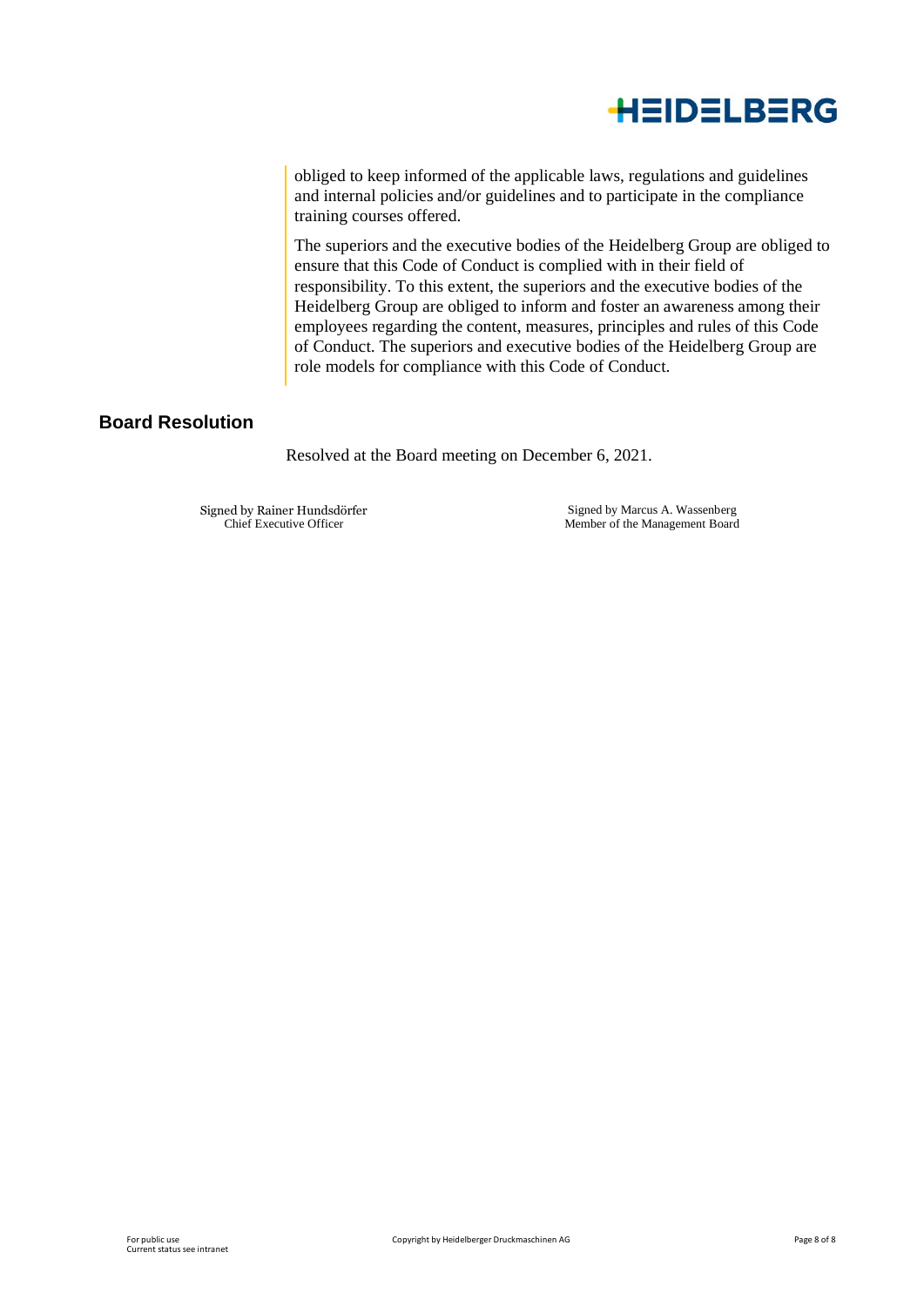obliged to keep informed of the applicable laws, regulations and guidelines and internal policies and/or guidelines and to participate in the compliance training courses offered.

The superiors and the executive bodies of the Heidelberg Group are obliged to ensure that this Code of Conduct is complied with in their field of responsibility. To this extent, the superiors and the executive bodies of the Heidelberg Group are obliged to inform and foster an awareness among their employees regarding the content, measures, principles and rules of this Code of Conduct. The superiors and executive bodies of the Heidelberg Group are role models for compliance with this Code of Conduct.

## Board Resolution

Resolved at the Board meeting on December 6, 2021.

Signed by Rainer Hundsdörfer
Chief Executive Officer

Signed by Marcus A. Wassenberg
Member of the Management Board

For public use
Current status see intranet

Copyright by Heidelberger Druckmaschinen AG